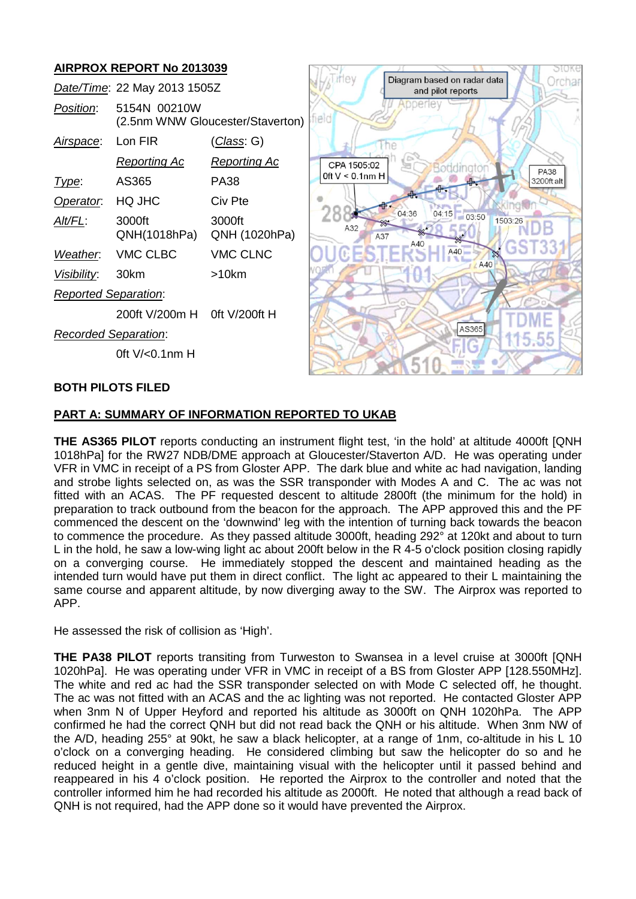## AIRPROX REPORT No 2013039

| | | |
|---|---|---|
| *Date/Time*: | 22 May 2013 1505Z | |
| *Position*: | 5154N 00210W (2.5nm WNW Gloucester/Staverton) | |
| *Airspace*: | Lon FIR | (*Class*: G) |
| | *Reporting Ac* | *Reporting Ac* |
| *Type*: | AS365 | PA38 |
| *Operator*: | HQ JHC | Civ Pte |
| *Alt/FL*: | 3000ft QNH(1018hPa) | 3000ft QNH (1020hPa) |
| *Weather*: | VMC CLBC | VMC CLNC |
| *Visibility*: | 30km | >10km |
| *Reported Separation*: | | |
| | 200ft V/200m H | 0ft V/200ft H |
| *Recorded Separation*: | | |
| | 0ft V/<0.1nm H | |

Diagram based on radar data and pilot reports

CPA 1505:02 0ft V < 0.1nm H

PA38 3200ft alt

AS365

**BOTH PILOTS FILED**

**PART A: SUMMARY OF INFORMATION REPORTED TO UKAB**

**THE AS365 PILOT** reports conducting an instrument flight test, 'in the hold' at altitude 4000ft [QNH 1018hPa] for the RW27 NDB/DME approach at Gloucester/Staverton A/D. He was operating under VFR in VMC in receipt of a PS from Gloster APP. The dark blue and white ac had navigation, landing and strobe lights selected on, as was the SSR transponder with Modes A and C. The ac was not fitted with an ACAS. The PF requested descent to altitude 2800ft (the minimum for the hold) in preparation to track outbound from the beacon for the approach. The APP approved this and the PF commenced the descent on the 'downwind' leg with the intention of turning back towards the beacon to commence the procedure. As they passed altitude 3000ft, heading 292° at 120kt and about to turn L in the hold, he saw a low-wing light ac about 200ft below in the R 4-5 o'clock position closing rapidly on a converging course. He immediately stopped the descent and maintained heading as the intended turn would have put them in direct conflict. The light ac appeared to their L maintaining the same course and apparent altitude, by now diverging away to the SW. The Airprox was reported to APP.

He assessed the risk of collision as 'High'.

**THE PA38 PILOT** reports transiting from Turweston to Swansea in a level cruise at 3000ft [QNH 1020hPa]. He was operating under VFR in VMC in receipt of a BS from Gloster APP [128.550MHz]. The white and red ac had the SSR transponder selected on with Mode C selected off, he thought. The ac was not fitted with an ACAS and the ac lighting was not reported. He contacted Gloster APP when 3nm N of Upper Heyford and reported his altitude as 3000ft on QNH 1020hPa. The APP confirmed he had the correct QNH but did not read back the QNH or his altitude. When 3nm NW of the A/D, heading 255° at 90kt, he saw a black helicopter, at a range of 1nm, co-altitude in his L 10 o'clock on a converging heading. He considered climbing but saw the helicopter do so and he reduced height in a gentle dive, maintaining visual with the helicopter until it passed behind and reappeared in his 4 o'clock position. He reported the Airprox to the controller and noted that the controller informed him he had recorded his altitude as 2000ft. He noted that although a read back of QNH is not required, had the APP done so it would have prevented the Airprox.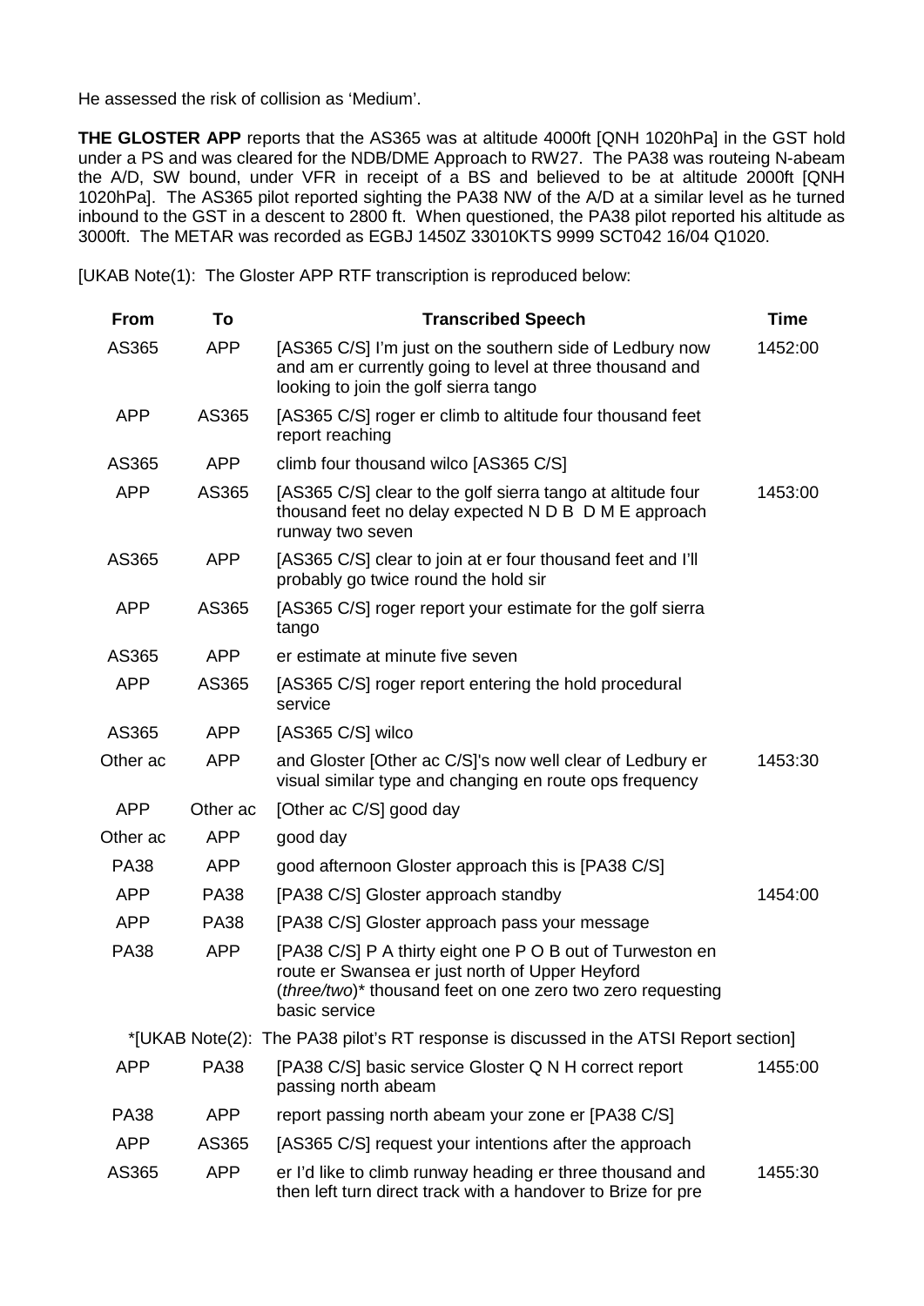He assessed the risk of collision as 'Medium'.

**THE GLOSTER APP** reports that the AS365 was at altitude 4000ft [QNH 1020hPa] in the GST hold under a PS and was cleared for the NDB/DME Approach to RW27. The PA38 was routeing N-abeam the A/D, SW bound, under VFR in receipt of a BS and believed to be at altitude 2000ft [QNH 1020hPa]. The AS365 pilot reported sighting the PA38 NW of the A/D at a similar level as he turned inbound to the GST in a descent to 2800 ft. When questioned, the PA38 pilot reported his altitude as 3000ft. The METAR was recorded as EGBJ 1450Z 33010KTS 9999 SCT042 16/04 Q1020.

[UKAB Note(1): The Gloster APP RTF transcription is reproduced below:

| From | To | Transcribed Speech | Time |
|---|---|---|---|
| AS365 | APP | [AS365 C/S] I'm just on the southern side of Ledbury now and am er currently going to level at three thousand and looking to join the golf sierra tango | 1452:00 |
| APP | AS365 | [AS365 C/S] roger er climb to altitude four thousand feet report reaching | |
| AS365 | APP | climb four thousand wilco [AS365 C/S] | |
| APP | AS365 | [AS365 C/S] clear to the golf sierra tango at altitude four thousand feet no delay expected N D B D M E approach runway two seven | 1453:00 |
| AS365 | APP | [AS365 C/S] clear to join at er four thousand feet and I'll probably go twice round the hold sir | |
| APP | AS365 | [AS365 C/S] roger report your estimate for the golf sierra tango | |
| AS365 | APP | er estimate at minute five seven | |
| APP | AS365 | [AS365 C/S] roger report entering the hold procedural service | |
| AS365 | APP | [AS365 C/S] wilco | |
| Other ac | APP | and Gloster [Other ac C/S]'s now well clear of Ledbury er visual similar type and changing en route ops frequency | 1453:30 |
| APP | Other ac | [Other ac C/S] good day | |
| Other ac | APP | good day | |
| PA38 | APP | good afternoon Gloster approach this is [PA38 C/S] | |
| APP | PA38 | [PA38 C/S] Gloster approach standby | 1454:00 |
| APP | PA38 | [PA38 C/S] Gloster approach pass your message | |
| PA38 | APP | [PA38 C/S] P A thirty eight one P O B out of Turweston en route er Swansea er just north of Upper Heyford (*three/two*)* thousand feet on one zero two zero requesting basic service | |
| *[UKAB Note(2): The PA38 pilot's RT response is discussed in the ATSI Report section] | | | |
| APP | PA38 | [PA38 C/S] basic service Gloster Q N H correct report passing north abeam | 1455:00 |
| PA38 | APP | report passing north abeam your zone er [PA38 C/S] | |
| APP | AS365 | [AS365 C/S] request your intentions after the approach | |
| AS365 | APP | er I'd like to climb runway heading er three thousand and then left turn direct track with a handover to Brize for pre | 1455:30 |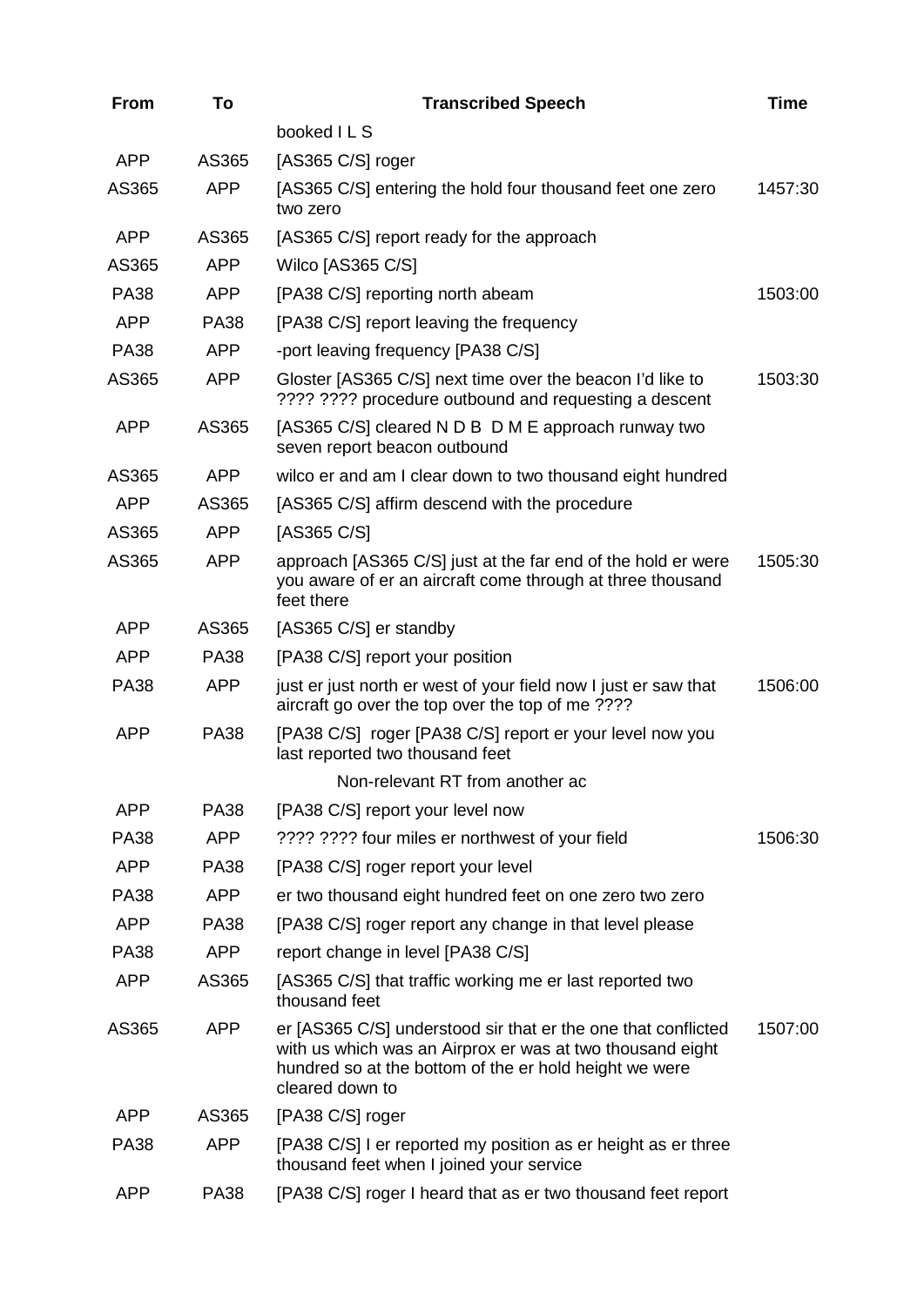| From | To | Transcribed Speech | Time |
|---|---|---|---|
| | | booked I L S | |
| APP | AS365 | [AS365 C/S] roger | |
| AS365 | APP | [AS365 C/S] entering the hold four thousand feet one zero two zero | 1457:30 |
| APP | AS365 | [AS365 C/S] report ready for the approach | |
| AS365 | APP | Wilco [AS365 C/S] | |
| PA38 | APP | [PA38 C/S] reporting north abeam | 1503:00 |
| APP | PA38 | [PA38 C/S] report leaving the frequency | |
| PA38 | APP | -port leaving frequency [PA38 C/S] | |
| AS365 | APP | Gloster [AS365 C/S] next time over the beacon I'd like to ???? ???? procedure outbound and requesting a descent | 1503:30 |
| APP | AS365 | [AS365 C/S] cleared N D B D M E approach runway two seven report beacon outbound | |
| AS365 | APP | wilco er and am I clear down to two thousand eight hundred | |
| APP | AS365 | [AS365 C/S] affirm descend with the procedure | |
| AS365 | APP | [AS365 C/S] | |
| AS365 | APP | approach [AS365 C/S] just at the far end of the hold er were you aware of er an aircraft come through at three thousand feet there | 1505:30 |
| APP | AS365 | [AS365 C/S] er standby | |
| APP | PA38 | [PA38 C/S] report your position | |
| PA38 | APP | just er just north er west of your field now I just er saw that aircraft go over the top over the top of me ???? | 1506:00 |
| APP | PA38 | [PA38 C/S] roger [PA38 C/S] report er your level now you last reported two thousand feet | |
| | | Non-relevant RT from another ac | |
| APP | PA38 | [PA38 C/S] report your level now | |
| PA38 | APP | ???? ???? four miles er northwest of your field | 1506:30 |
| APP | PA38 | [PA38 C/S] roger report your level | |
| PA38 | APP | er two thousand eight hundred feet on one zero two zero | |
| APP | PA38 | [PA38 C/S] roger report any change in that level please | |
| PA38 | APP | report change in level [PA38 C/S] | |
| APP | AS365 | [AS365 C/S] that traffic working me er last reported two thousand feet | |
| AS365 | APP | er [AS365 C/S] understood sir that er the one that conflicted with us which was an Airprox er was at two thousand eight hundred so at the bottom of the er hold height we were cleared down to | 1507:00 |
| APP | AS365 | [PA38 C/S] roger | |
| PA38 | APP | [PA38 C/S] I er reported my position as er height as er three thousand feet when I joined your service | |
| APP | PA38 | [PA38 C/S] roger I heard that as er two thousand feet report | |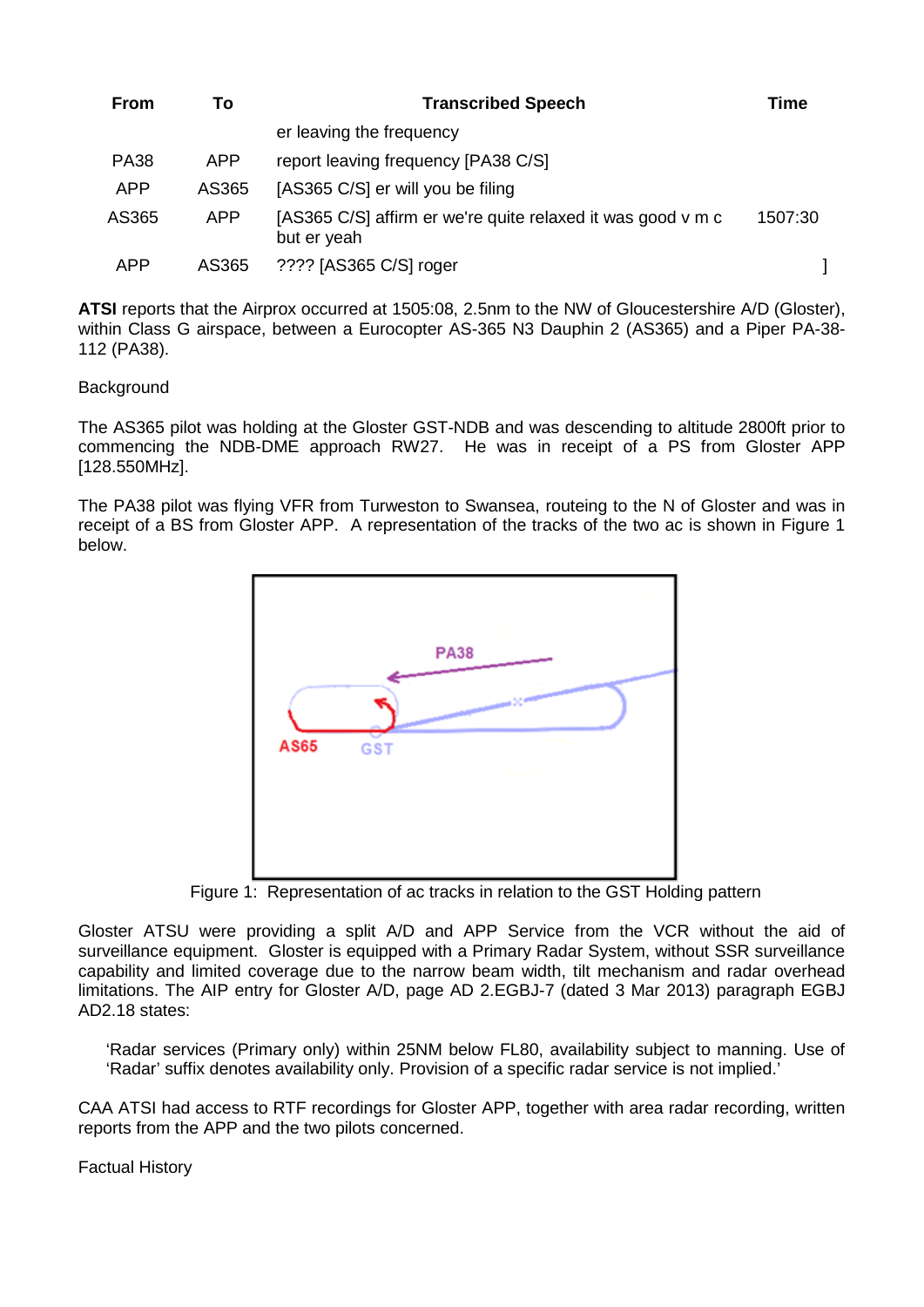| From | To | Transcribed Speech | Time |
|---|---|---|---|
| | | er leaving the frequency | |
| PA38 | APP | report leaving frequency [PA38 C/S] | |
| APP | AS365 | [AS365 C/S] er will you be filing | |
| AS365 | APP | [AS365 C/S] affirm er we're quite relaxed it was good v m c but er yeah | 1507:30 |
| APP | AS365 | ???? [AS365 C/S] roger | ] |

**ATSI** reports that the Airprox occurred at 1505:08, 2.5nm to the NW of Gloucestershire A/D (Gloster), within Class G airspace, between a Eurocopter AS-365 N3 Dauphin 2 (AS365) and a Piper PA-38-112 (PA38).

Background

The AS365 pilot was holding at the Gloster GST-NDB and was descending to altitude 2800ft prior to commencing the NDB-DME approach RW27. He was in receipt of a PS from Gloster APP [128.550MHz].

The PA38 pilot was flying VFR from Turweston to Swansea, routeing to the N of Gloster and was in receipt of a BS from Gloster APP. A representation of the tracks of the two ac is shown in Figure 1 below.

Figure 1: Representation of ac tracks in relation to the GST Holding pattern

Gloster ATSU were providing a split A/D and APP Service from the VCR without the aid of surveillance equipment. Gloster is equipped with a Primary Radar System, without SSR surveillance capability and limited coverage due to the narrow beam width, tilt mechanism and radar overhead limitations. The AIP entry for Gloster A/D, page AD 2.EGBJ-7 (dated 3 Mar 2013) paragraph EGBJ AD2.18 states:

> 'Radar services (Primary only) within 25NM below FL80, availability subject to manning. Use of 'Radar' suffix denotes availability only. Provision of a specific radar service is not implied.'

CAA ATSI had access to RTF recordings for Gloster APP, together with area radar recording, written reports from the APP and the two pilots concerned.

Factual History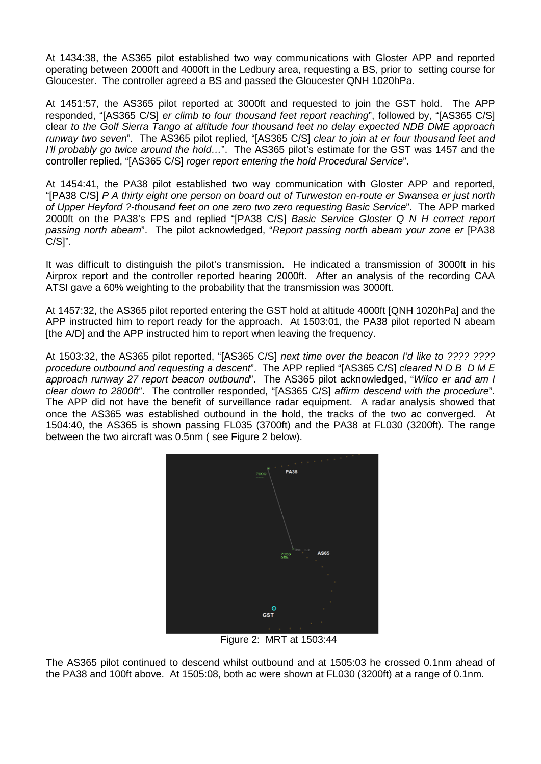At 1434:38, the AS365 pilot established two way communications with Gloster APP and reported operating between 2000ft and 4000ft in the Ledbury area, requesting a BS, prior to setting course for Gloucester. The controller agreed a BS and passed the Gloucester QNH 1020hPa.

At 1451:57, the AS365 pilot reported at 3000ft and requested to join the GST hold. The APP responded, "[AS365 C/S] *er climb to four thousand feet report reaching*", followed by, "[AS365 C/S] clear *to the Golf Sierra Tango at altitude four thousand feet no delay expected NDB DME approach runway two seven*". The AS365 pilot replied, "[AS365 C/S] *clear to join at er four thousand feet and I'll probably go twice around the hold…*". The AS365 pilot's estimate for the GST was 1457 and the controller replied, "[AS365 C/S] *roger report entering the hold Procedural Service*".

At 1454:41, the PA38 pilot established two way communication with Gloster APP and reported, "[PA38 C/S] *P A thirty eight one person on board out of Turweston en-route er Swansea er just north of Upper Heyford ?-thousand feet on one zero two zero requesting Basic Service*". The APP marked 2000ft on the PA38's FPS and replied "[PA38 C/S] *Basic Service Gloster Q N H correct report passing north abeam*". The pilot acknowledged, "*Report passing north abeam your zone er* [PA38 C/S]".

It was difficult to distinguish the pilot's transmission. He indicated a transmission of 3000ft in his Airprox report and the controller reported hearing 2000ft. After an analysis of the recording CAA ATSI gave a 60% weighting to the probability that the transmission was 3000ft.

At 1457:32, the AS365 pilot reported entering the GST hold at altitude 4000ft [QNH 1020hPa] and the APP instructed him to report ready for the approach. At 1503:01, the PA38 pilot reported N abeam [the A/D] and the APP instructed him to report when leaving the frequency.

At 1503:32, the AS365 pilot reported, "[AS365 C/S] *next time over the beacon I'd like to ???? ???? procedure outbound and requesting a descent*". The APP replied "[AS365 C/S] *cleared N D B D M E approach runway 27 report beacon outbound*". The AS365 pilot acknowledged, "*Wilco er and am I clear down to 2800ft*". The controller responded, "[AS365 C/S] *affirm descend with the procedure*". The APP did not have the benefit of surveillance radar equipment. A radar analysis showed that once the AS365 was established outbound in the hold, the tracks of the two ac converged. At 1504:40, the AS365 is shown passing FL035 (3700ft) and the PA38 at FL030 (3200ft). The range between the two aircraft was 0.5nm ( see Figure 2 below).

Figure 2: MRT at 1503:44

The AS365 pilot continued to descend whilst outbound and at 1505:03 he crossed 0.1nm ahead of the PA38 and 100ft above. At 1505:08, both ac were shown at FL030 (3200ft) at a range of 0.1nm.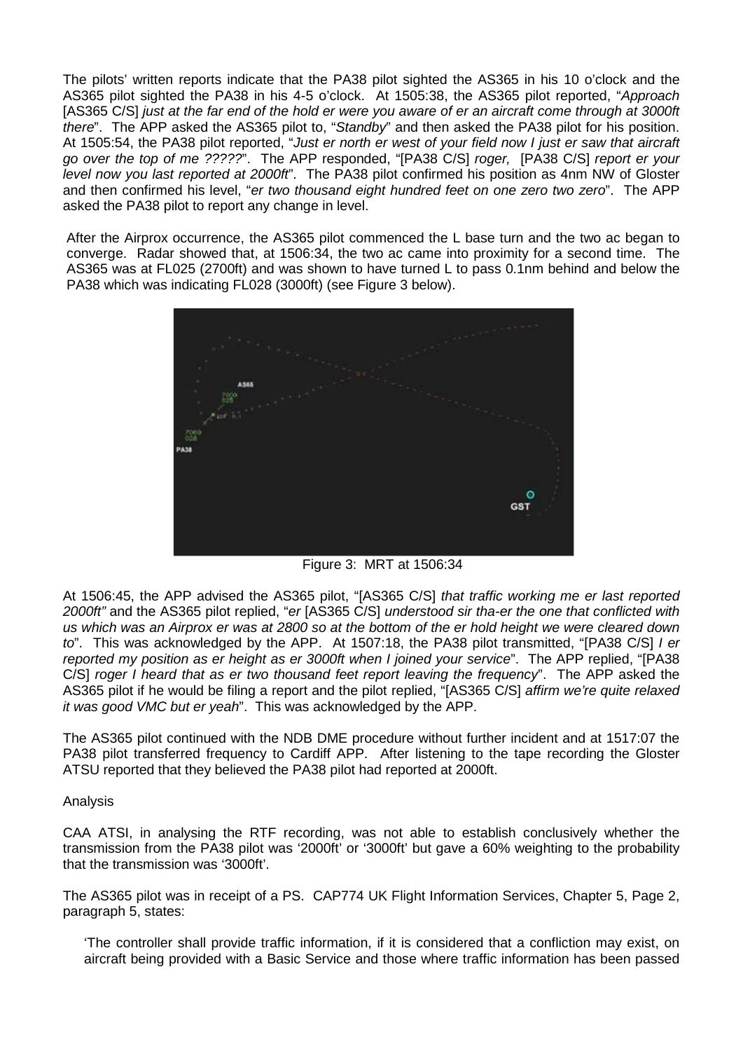The pilots' written reports indicate that the PA38 pilot sighted the AS365 in his 10 o'clock and the AS365 pilot sighted the PA38 in his 4-5 o'clock. At 1505:38, the AS365 pilot reported, "*Approach* [AS365 C/S] *just at the far end of the hold er were you aware of er an aircraft come through at 3000ft there*". The APP asked the AS365 pilot to, "*Standby*" and then asked the PA38 pilot for his position. At 1505:54, the PA38 pilot reported, "*Just er north er west of your field now I just er saw that aircraft go over the top of me ?????*". The APP responded, "[PA38 C/S] *roger,* [PA38 C/S] *report er your level now you last reported at 2000ft*". The PA38 pilot confirmed his position as 4nm NW of Gloster and then confirmed his level, "*er two thousand eight hundred feet on one zero two zero*". The APP asked the PA38 pilot to report any change in level.

After the Airprox occurrence, the AS365 pilot commenced the L base turn and the two ac began to converge. Radar showed that, at 1506:34, the two ac came into proximity for a second time. The AS365 was at FL025 (2700ft) and was shown to have turned L to pass 0.1nm behind and below the PA38 which was indicating FL028 (3000ft) (see Figure 3 below).

Figure 3: MRT at 1506:34

At 1506:45, the APP advised the AS365 pilot, "[AS365 C/S] *that traffic working me er last reported 2000ft"* and the AS365 pilot replied, "*er* [AS365 C/S] *understood sir tha-er the one that conflicted with us which was an Airprox er was at 2800 so at the bottom of the er hold height we were cleared down to*". This was acknowledged by the APP. At 1507:18, the PA38 pilot transmitted, "[PA38 C/S] *I er reported my position as er height as er 3000ft when I joined your service*". The APP replied, "[PA38 C/S] *roger I heard that as er two thousand feet report leaving the frequency*". The APP asked the AS365 pilot if he would be filing a report and the pilot replied, "[AS365 C/S] *affirm we're quite relaxed it was good VMC but er yeah*". This was acknowledged by the APP.

The AS365 pilot continued with the NDB DME procedure without further incident and at 1517:07 the PA38 pilot transferred frequency to Cardiff APP. After listening to the tape recording the Gloster ATSU reported that they believed the PA38 pilot had reported at 2000ft.

Analysis

CAA ATSI, in analysing the RTF recording, was not able to establish conclusively whether the transmission from the PA38 pilot was '2000ft' or '3000ft' but gave a 60% weighting to the probability that the transmission was '3000ft'.

The AS365 pilot was in receipt of a PS. CAP774 UK Flight Information Services, Chapter 5, Page 2, paragraph 5, states:

> 'The controller shall provide traffic information, if it is considered that a confliction may exist, on aircraft being provided with a Basic Service and those where traffic information has been passed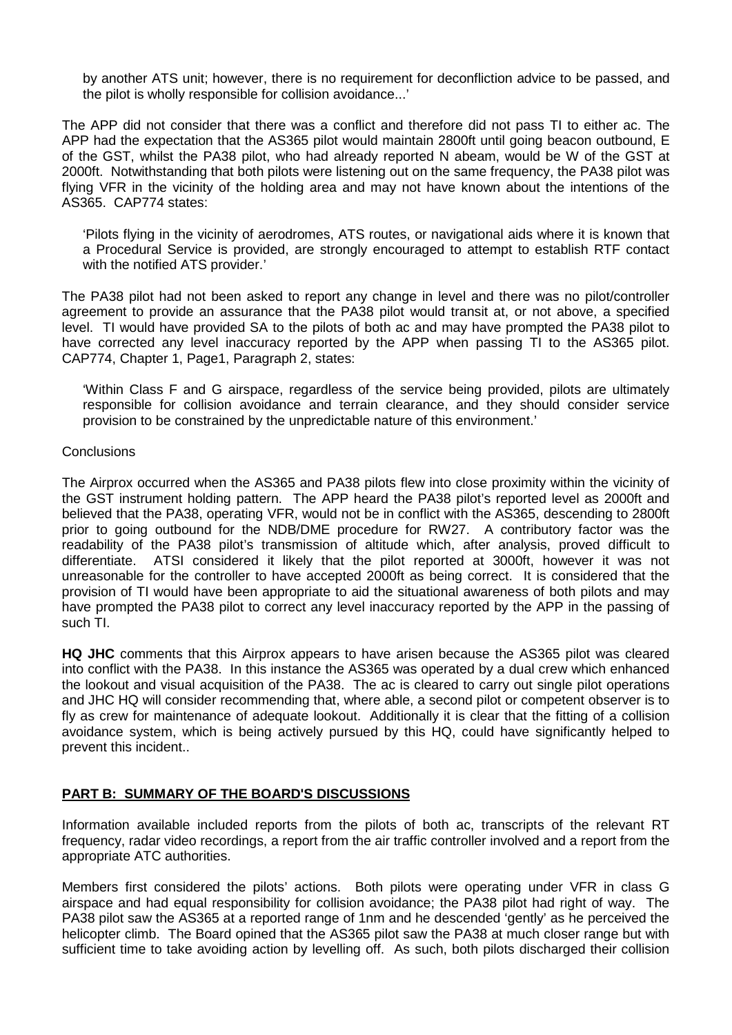by another ATS unit; however, there is no requirement for deconfliction advice to be passed, and the pilot is wholly responsible for collision avoidance...'

The APP did not consider that there was a conflict and therefore did not pass TI to either ac. The APP had the expectation that the AS365 pilot would maintain 2800ft until going beacon outbound, E of the GST, whilst the PA38 pilot, who had already reported N abeam, would be W of the GST at 2000ft. Notwithstanding that both pilots were listening out on the same frequency, the PA38 pilot was flying VFR in the vicinity of the holding area and may not have known about the intentions of the AS365. CAP774 states:

> 'Pilots flying in the vicinity of aerodromes, ATS routes, or navigational aids where it is known that a Procedural Service is provided, are strongly encouraged to attempt to establish RTF contact with the notified ATS provider.'

The PA38 pilot had not been asked to report any change in level and there was no pilot/controller agreement to provide an assurance that the PA38 pilot would transit at, or not above, a specified level. TI would have provided SA to the pilots of both ac and may have prompted the PA38 pilot to have corrected any level inaccuracy reported by the APP when passing TI to the AS365 pilot. CAP774, Chapter 1, Page1, Paragraph 2, states:

> 'Within Class F and G airspace, regardless of the service being provided, pilots are ultimately responsible for collision avoidance and terrain clearance, and they should consider service provision to be constrained by the unpredictable nature of this environment.'

Conclusions

The Airprox occurred when the AS365 and PA38 pilots flew into close proximity within the vicinity of the GST instrument holding pattern. The APP heard the PA38 pilot's reported level as 2000ft and believed that the PA38, operating VFR, would not be in conflict with the AS365, descending to 2800ft prior to going outbound for the NDB/DME procedure for RW27. A contributory factor was the readability of the PA38 pilot's transmission of altitude which, after analysis, proved difficult to differentiate. ATSI considered it likely that the pilot reported at 3000ft, however it was not unreasonable for the controller to have accepted 2000ft as being correct. It is considered that the provision of TI would have been appropriate to aid the situational awareness of both pilots and may have prompted the PA38 pilot to correct any level inaccuracy reported by the APP in the passing of such TI.

**HQ JHC** comments that this Airprox appears to have arisen because the AS365 pilot was cleared into conflict with the PA38. In this instance the AS365 was operated by a dual crew which enhanced the lookout and visual acquisition of the PA38. The ac is cleared to carry out single pilot operations and JHC HQ will consider recommending that, where able, a second pilot or competent observer is to fly as crew for maintenance of adequate lookout. Additionally it is clear that the fitting of a collision avoidance system, which is being actively pursued by this HQ, could have significantly helped to prevent this incident..

## PART B: SUMMARY OF THE BOARD'S DISCUSSIONS

Information available included reports from the pilots of both ac, transcripts of the relevant RT frequency, radar video recordings, a report from the air traffic controller involved and a report from the appropriate ATC authorities.

Members first considered the pilots' actions. Both pilots were operating under VFR in class G airspace and had equal responsibility for collision avoidance; the PA38 pilot had right of way. The PA38 pilot saw the AS365 at a reported range of 1nm and he descended 'gently' as he perceived the helicopter climb. The Board opined that the AS365 pilot saw the PA38 at much closer range but with sufficient time to take avoiding action by levelling off. As such, both pilots discharged their collision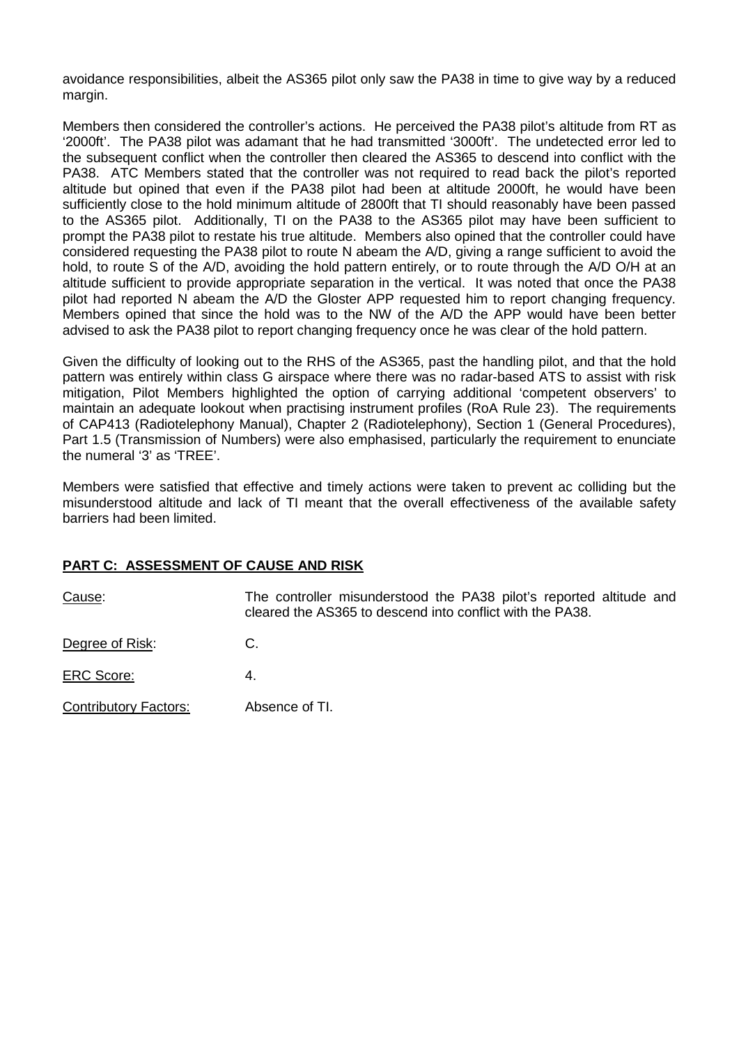avoidance responsibilities, albeit the AS365 pilot only saw the PA38 in time to give way by a reduced margin.

Members then considered the controller's actions. He perceived the PA38 pilot's altitude from RT as '2000ft'. The PA38 pilot was adamant that he had transmitted '3000ft'. The undetected error led to the subsequent conflict when the controller then cleared the AS365 to descend into conflict with the PA38. ATC Members stated that the controller was not required to read back the pilot's reported altitude but opined that even if the PA38 pilot had been at altitude 2000ft, he would have been sufficiently close to the hold minimum altitude of 2800ft that TI should reasonably have been passed to the AS365 pilot. Additionally, TI on the PA38 to the AS365 pilot may have been sufficient to prompt the PA38 pilot to restate his true altitude. Members also opined that the controller could have considered requesting the PA38 pilot to route N abeam the A/D, giving a range sufficient to avoid the hold, to route S of the A/D, avoiding the hold pattern entirely, or to route through the A/D O/H at an altitude sufficient to provide appropriate separation in the vertical. It was noted that once the PA38 pilot had reported N abeam the A/D the Gloster APP requested him to report changing frequency. Members opined that since the hold was to the NW of the A/D the APP would have been better advised to ask the PA38 pilot to report changing frequency once he was clear of the hold pattern.

Given the difficulty of looking out to the RHS of the AS365, past the handling pilot, and that the hold pattern was entirely within class G airspace where there was no radar-based ATS to assist with risk mitigation, Pilot Members highlighted the option of carrying additional 'competent observers' to maintain an adequate lookout when practising instrument profiles (RoA Rule 23). The requirements of CAP413 (Radiotelephony Manual), Chapter 2 (Radiotelephony), Section 1 (General Procedures), Part 1.5 (Transmission of Numbers) were also emphasised, particularly the requirement to enunciate the numeral '3' as 'TREE'.

Members were satisfied that effective and timely actions were taken to prevent ac colliding but the misunderstood altitude and lack of TI meant that the overall effectiveness of the available safety barriers had been limited.

## PART C: ASSESSMENT OF CAUSE AND RISK

Cause: The controller misunderstood the PA38 pilot's reported altitude and cleared the AS365 to descend into conflict with the PA38.

Degree of Risk: C.

ERC Score: 4.

Contributory Factors: Absence of TI.